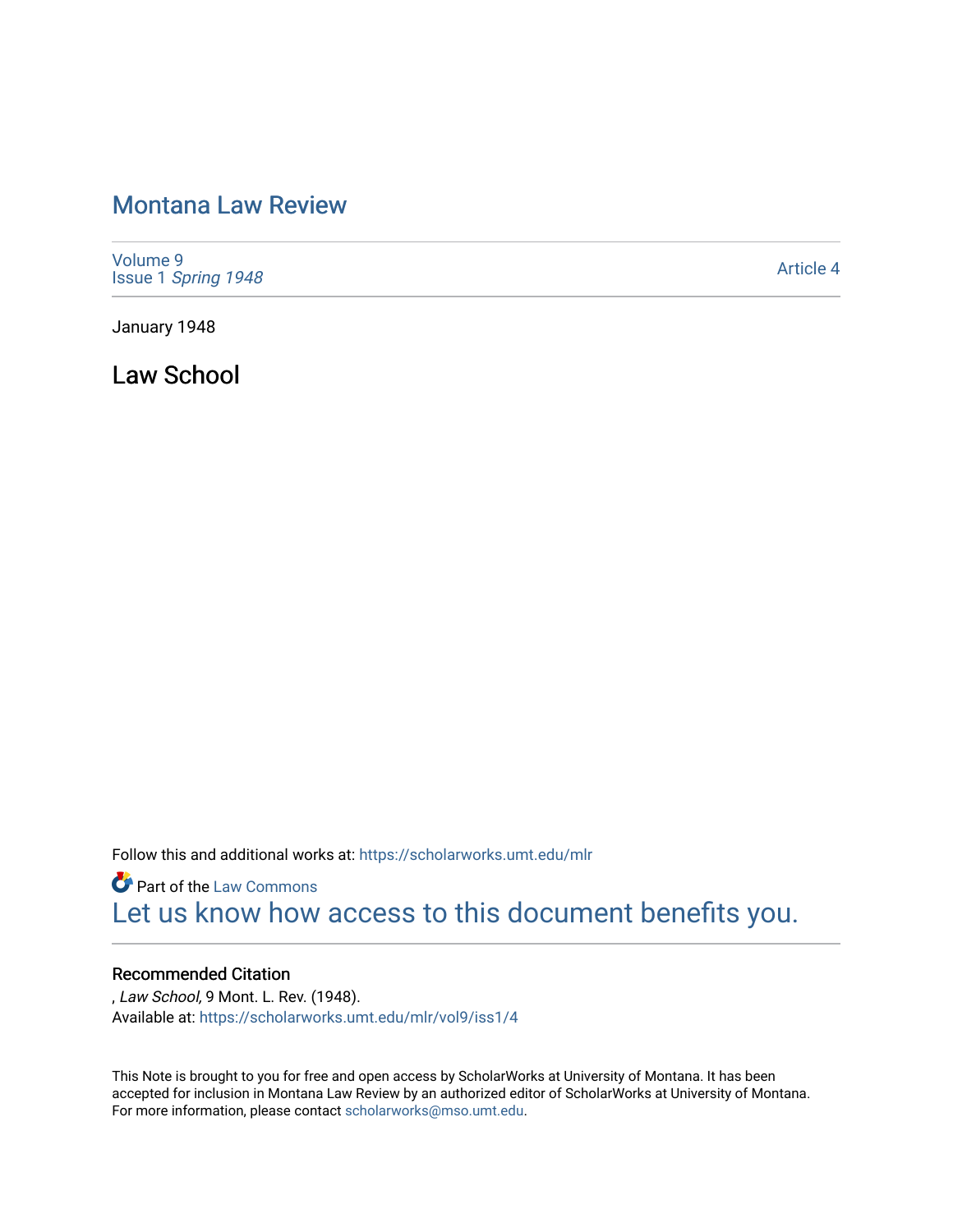# Montana Law Review

Volume 9
Issue 1 *Spring 1948*

Article 4

January 1948

## Law School

Follow this and additional works at: https://scholarworks.umt.edu/mlr

Part of the Law Commons

Let us know how access to this document benefits you.

### Recommended Citation

, *Law School,* 9 Mont. L. Rev. (1948).
Available at: https://scholarworks.umt.edu/mlr/vol9/iss1/4

This Note is brought to you for free and open access by ScholarWorks at University of Montana. It has been accepted for inclusion in Montana Law Review by an authorized editor of ScholarWorks at University of Montana. For more information, please contact scholarworks@mso.umt.edu.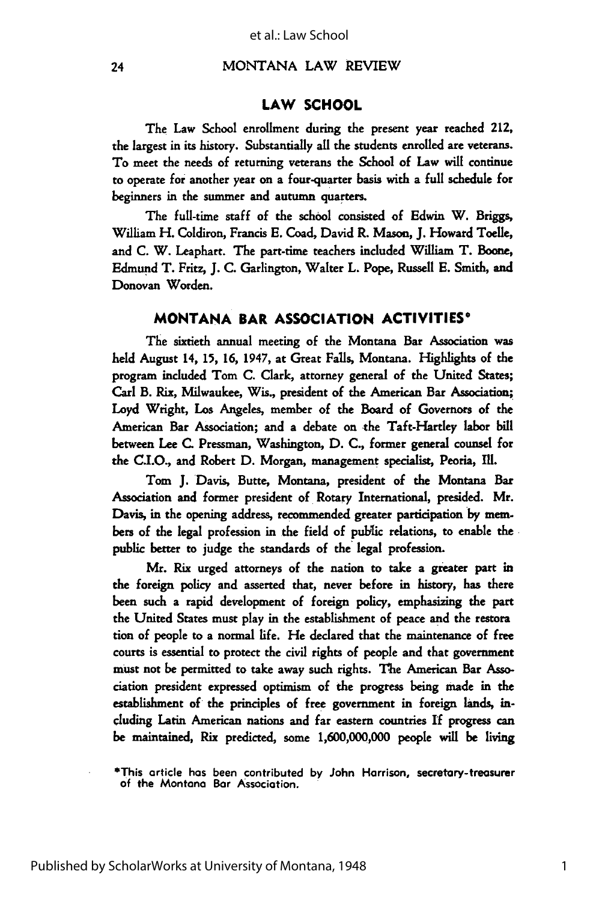## LAW SCHOOL

The Law School enrollment during the present year reached 212, the largest in its history. Substantially all the students enrolled are veterans. To meet the needs of returning veterans the School of Law will continue to operate for another year on a four-quarter basis with a full schedule for beginners in the summer and autumn quarters.

The full-time staff of the school consisted of Edwin W. Briggs, William H. Coldiron, Francis E. Coad, David R. Mason, J. Howard Toelle, and C. W. Leaphart. The part-time teachers included William T. Boone, Edmund T. Fritz, J. C. Garlington, Walter L. Pope, Russell E. Smith, and Donovan Worden.

## MONTANA BAR ASSOCIATION ACTIVITIES*

The sixtieth annual meeting of the Montana Bar Association was held August 14, 15, 16, 1947, at Great Falls, Montana. Highlights of the program included Tom C. Clark, attorney general of the United States; Carl B. Rix, Milwaukee, Wis., president of the American Bar Association; Loyd Wright, Los Angeles, member of the Board of Governors of the American Bar Association; and a debate on the Taft-Hartley labor bill between Lee C. Pressman, Washington, D. C., former general counsel for the C.I.O., and Robert D. Morgan, management specialist, Peoria, Ill.

Tom J. Davis, Butte, Montana, president of the Montana Bar Association and former president of Rotary International, presided. Mr. Davis, in the opening address, recommended greater participation by members of the legal profession in the field of public relations, to enable the public better to judge the standards of the legal profession.

Mr. Rix urged attorneys of the nation to take a greater part in the foreign policy and asserted that, never before in history, has there been such a rapid development of foreign policy, emphasizing the part the United States must play in the establishment of peace and the restoration of people to a normal life. He declared that the maintenance of free courts is essential to protect the civil rights of people and that government must not be permitted to take away such rights. The American Bar Association president expressed optimism of the progress being made in the establishment of the principles of free government in foreign lands, including Latin American nations and far eastern countries If progress can be maintained, Rix predicted, some 1,600,000,000 people will be living

*This article has been contributed by John Harrison, secretary-treasurer of the Montana Bar Association.